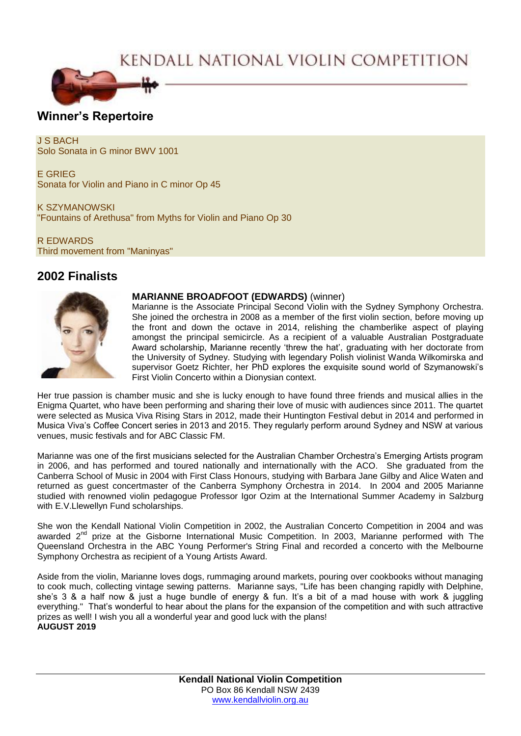# KENDALL NATIONAL VIOLIN COMPETITION

## Winner's Repertoire

J S BACH
Solo Sonata in G minor BWV 1001

E GRIEG
Sonata for Violin and Piano in C minor Op 45

K SZYMANOWSKI
"Fountains of Arethusa" from Myths for Violin and Piano Op 30

R EDWARDS
Third movement from "Maninyas"

## 2002 Finalists

**MARIANNE BROADFOOT (EDWARDS)** (winner)
Marianne is the Associate Principal Second Violin with the Sydney Symphony Orchestra. She joined the orchestra in 2008 as a member of the first violin section, before moving up the front and down the octave in 2014, relishing the chamberlike aspect of playing amongst the principal semicircle. As a recipient of a valuable Australian Postgraduate Award scholarship, Marianne recently 'threw the hat', graduating with her doctorate from the University of Sydney. Studying with legendary Polish violinist Wanda Wilkomirska and supervisor Goetz Richter, her PhD explores the exquisite sound world of Szymanowski's First Violin Concerto within a Dionysian context.

Her true passion is chamber music and she is lucky enough to have found three friends and musical allies in the Enigma Quartet, who have been performing and sharing their love of music with audiences since 2011. The quartet were selected as Musica Viva Rising Stars in 2012, made their Huntington Festival debut in 2014 and performed in Musica Viva's Coffee Concert series in 2013 and 2015. They regularly perform around Sydney and NSW at various venues, music festivals and for ABC Classic FM.

Marianne was one of the first musicians selected for the Australian Chamber Orchestra's Emerging Artists program in 2006, and has performed and toured nationally and internationally with the ACO. She graduated from the Canberra School of Music in 2004 with First Class Honours, studying with Barbara Jane Gilby and Alice Waten and returned as guest concertmaster of the Canberra Symphony Orchestra in 2014. In 2004 and 2005 Marianne studied with renowned violin pedagogue Professor Igor Ozim at the International Summer Academy in Salzburg with E.V.Llewellyn Fund scholarships.

She won the Kendall National Violin Competition in 2002, the Australian Concerto Competition in 2004 and was awarded 2nd prize at the Gisborne International Music Competition. In 2003, Marianne performed with The Queensland Orchestra in the ABC Young Performer's String Final and recorded a concerto with the Melbourne Symphony Orchestra as recipient of a Young Artists Award.

Aside from the violin, Marianne loves dogs, rummaging around markets, pouring over cookbooks without managing to cook much, collecting vintage sewing patterns. Marianne says, "Life has been changing rapidly with Delphine, she's 3 & a half now & just a huge bundle of energy & fun. It's a bit of a mad house with work & juggling everything." That's wonderful to hear about the plans for the expansion of the competition and with such attractive prizes as well! I wish you all a wonderful year and good luck with the plans!
**AUGUST 2019**

**Kendall National Violin Competition**
PO Box 86 Kendall NSW 2439
www.kendallviolin.org.au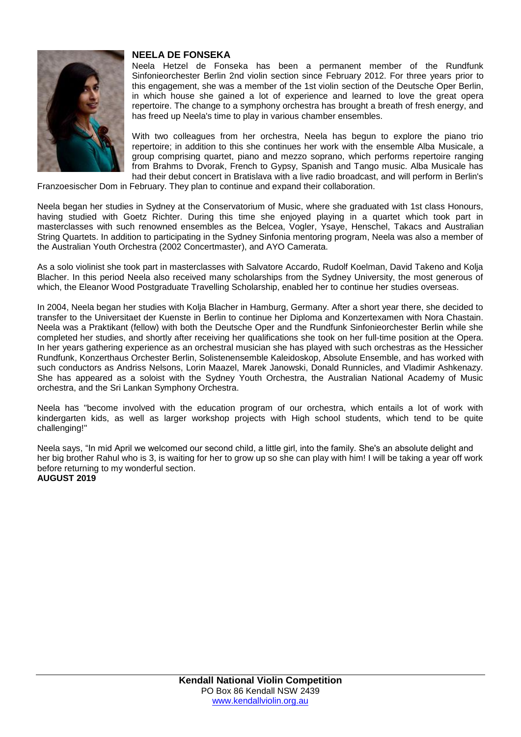## NEELA DE FONSEKA

Neela Hetzel de Fonseka has been a permanent member of the Rundfunk Sinfonieorchester Berlin 2nd violin section since February 2012. For three years prior to this engagement, she was a member of the 1st violin section of the Deutsche Oper Berlin, in which house she gained a lot of experience and learned to love the great opera repertoire. The change to a symphony orchestra has brought a breath of fresh energy, and has freed up Neela's time to play in various chamber ensembles.

With two colleagues from her orchestra, Neela has begun to explore the piano trio repertoire; in addition to this she continues her work with the ensemble Alba Musicale, a group comprising quartet, piano and mezzo soprano, which performs repertoire ranging from Brahms to Dvorak, French to Gypsy, Spanish and Tango music. Alba Musicale has had their debut concert in Bratislava with a live radio broadcast, and will perform in Berlin's Franzoesischer Dom in February. They plan to continue and expand their collaboration.

Neela began her studies in Sydney at the Conservatorium of Music, where she graduated with 1st class Honours, having studied with Goetz Richter. During this time she enjoyed playing in a quartet which took part in masterclasses with such renowned ensembles as the Belcea, Vogler, Ysaye, Henschel, Takacs and Australian String Quartets. In addition to participating in the Sydney Sinfonia mentoring program, Neela was also a member of the Australian Youth Orchestra (2002 Concertmaster), and AYO Camerata.

As a solo violinist she took part in masterclasses with Salvatore Accardo, Rudolf Koelman, David Takeno and Kolja Blacher. In this period Neela also received many scholarships from the Sydney University, the most generous of which, the Eleanor Wood Postgraduate Travelling Scholarship, enabled her to continue her studies overseas.

In 2004, Neela began her studies with Kolja Blacher in Hamburg, Germany. After a short year there, she decided to transfer to the Universitaet der Kuenste in Berlin to continue her Diploma and Konzertexamen with Nora Chastain. Neela was a Praktikant (fellow) with both the Deutsche Oper and the Rundfunk Sinfonieorchester Berlin while she completed her studies, and shortly after receiving her qualifications she took on her full-time position at the Opera. In her years gathering experience as an orchestral musician she has played with such orchestras as the Hessicher Rundfunk, Konzerthaus Orchester Berlin, Solistenensemble Kaleidoskop, Absolute Ensemble, and has worked with such conductors as Andriss Nelsons, Lorin Maazel, Marek Janowski, Donald Runnicles, and Vladimir Ashkenazy. She has appeared as a soloist with the Sydney Youth Orchestra, the Australian National Academy of Music orchestra, and the Sri Lankan Symphony Orchestra.

Neela has "become involved with the education program of our orchestra, which entails a lot of work with kindergarten kids, as well as larger workshop projects with High school students, which tend to be quite challenging!"

Neela says, "In mid April we welcomed our second child, a little girl, into the family. She's an absolute delight and her big brother Rahul who is 3, is waiting for her to grow up so she can play with him! I will be taking a year off work before returning to my wonderful section.

**AUGUST 2019**

**Kendall National Violin Competition**
PO Box 86 Kendall NSW 2439
www.kendallviolin.org.au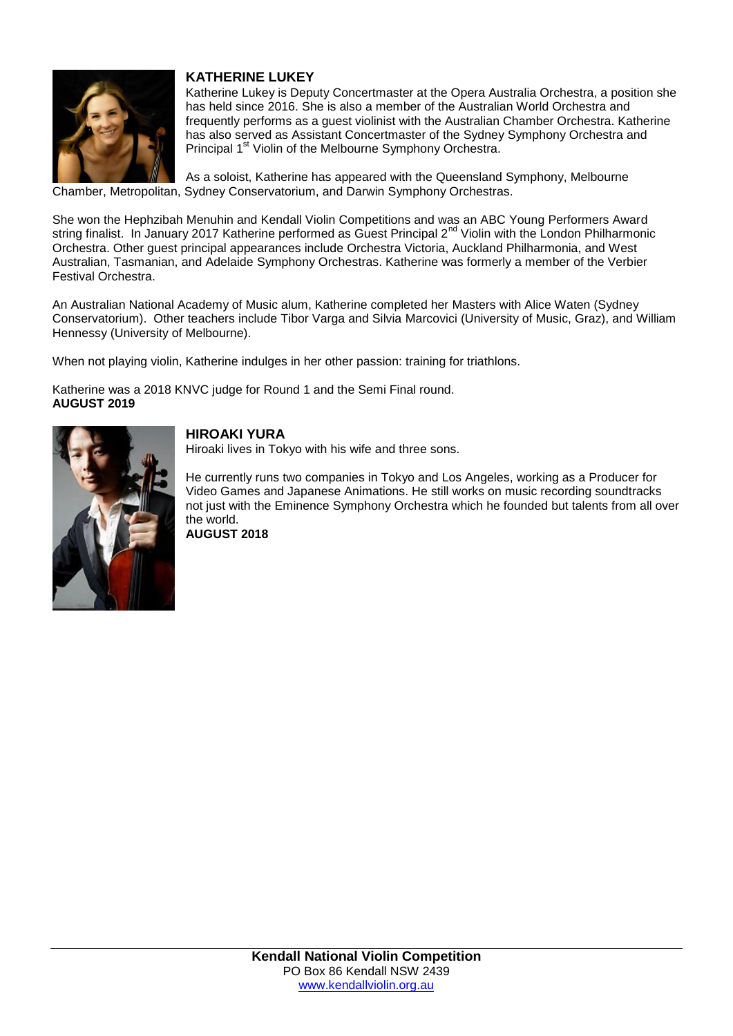## KATHERINE LUKEY

Katherine Lukey is Deputy Concertmaster at the Opera Australia Orchestra, a position she has held since 2016. She is also a member of the Australian World Orchestra and frequently performs as a guest violinist with the Australian Chamber Orchestra. Katherine has also served as Assistant Concertmaster of the Sydney Symphony Orchestra and Principal 1st Violin of the Melbourne Symphony Orchestra.

As a soloist, Katherine has appeared with the Queensland Symphony, Melbourne Chamber, Metropolitan, Sydney Conservatorium, and Darwin Symphony Orchestras.

She won the Hephzibah Menuhin and Kendall Violin Competitions and was an ABC Young Performers Award string finalist. In January 2017 Katherine performed as Guest Principal 2nd Violin with the London Philharmonic Orchestra. Other guest principal appearances include Orchestra Victoria, Auckland Philharmonia, and West Australian, Tasmanian, and Adelaide Symphony Orchestras. Katherine was formerly a member of the Verbier Festival Orchestra.

An Australian National Academy of Music alum, Katherine completed her Masters with Alice Waten (Sydney Conservatorium). Other teachers include Tibor Varga and Silvia Marcovici (University of Music, Graz), and William Hennessy (University of Melbourne).

When not playing violin, Katherine indulges in her other passion: training for triathlons.

Katherine was a 2018 KNVC judge for Round 1 and the Semi Final round.
**AUGUST 2019**

## HIROAKI YURA

Hiroaki lives in Tokyo with his wife and three sons.

He currently runs two companies in Tokyo and Los Angeles, working as a Producer for Video Games and Japanese Animations. He still works on music recording soundtracks not just with the Eminence Symphony Orchestra which he founded but talents from all over the world.
**AUGUST 2018**

**Kendall National Violin Competition**
PO Box 86 Kendall NSW 2439
www.kendallviolin.org.au